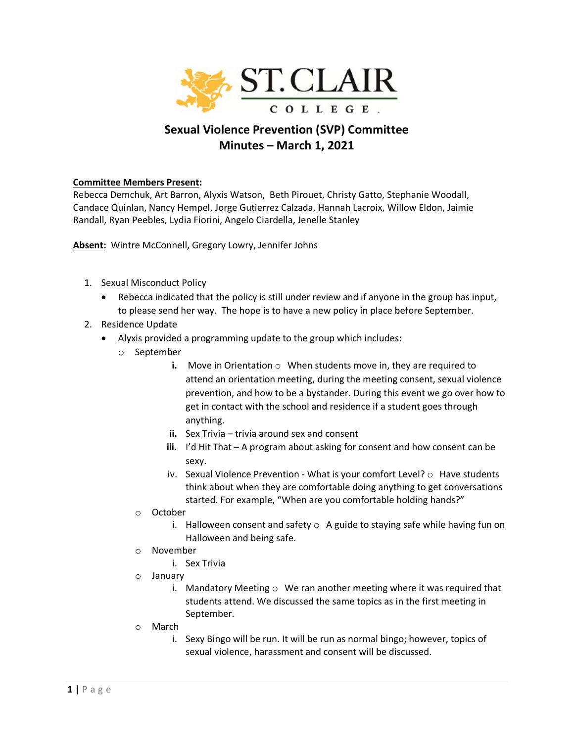ST. CLAIR COLLEGE

# Sexual Violence Prevention (SVP) Committee
## Minutes – March 1, 2021

**Committee Members Present:**
Rebecca Demchuk, Art Barron, Alyxis Watson, Beth Pirouet, Christy Gatto, Stephanie Woodall, Candace Quinlan, Nancy Hempel, Jorge Gutierrez Calzada, Hannah Lacroix, Willow Eldon, Jaimie Randall, Ryan Peebles, Lydia Fiorini, Angelo Ciardella, Jenelle Stanley

**Absent:** Wintre McConnell, Gregory Lowry, Jennifer Johns

1. Sexual Misconduct Policy
   - Rebecca indicated that the policy is still under review and if anyone in the group has input, to please send her way. The hope is to have a new policy in place before September.
2. Residence Update
   - Alyxis provided a programming update to the group which includes:
     - September
       i. Move in Orientation
          - When students move in, they are required to attend an orientation meeting, during the meeting consent, sexual violence prevention, and how to be a bystander. During this event we go over how to get in contact with the school and residence if a student goes through anything.
       ii. Sex Trivia – trivia around sex and consent
       iii. I'd Hit That – A program about asking for consent and how consent can be sexy.
       iv. Sexual Violence Prevention - What is your comfort Level?
          - Have students think about when they are comfortable doing anything to get conversations started. For example, "When are you comfortable holding hands?"
     - October
       i. Halloween consent and safety
          - A guide to staying safe while having fun on Halloween and being safe.
     - November
       i. Sex Trivia
     - January
       i. Mandatory Meeting
          - We ran another meeting where it was required that students attend. We discussed the same topics as in the first meeting in September.
     - March
       i. Sexy Bingo will be run. It will be run as normal bingo; however, topics of sexual violence, harassment and consent will be discussed.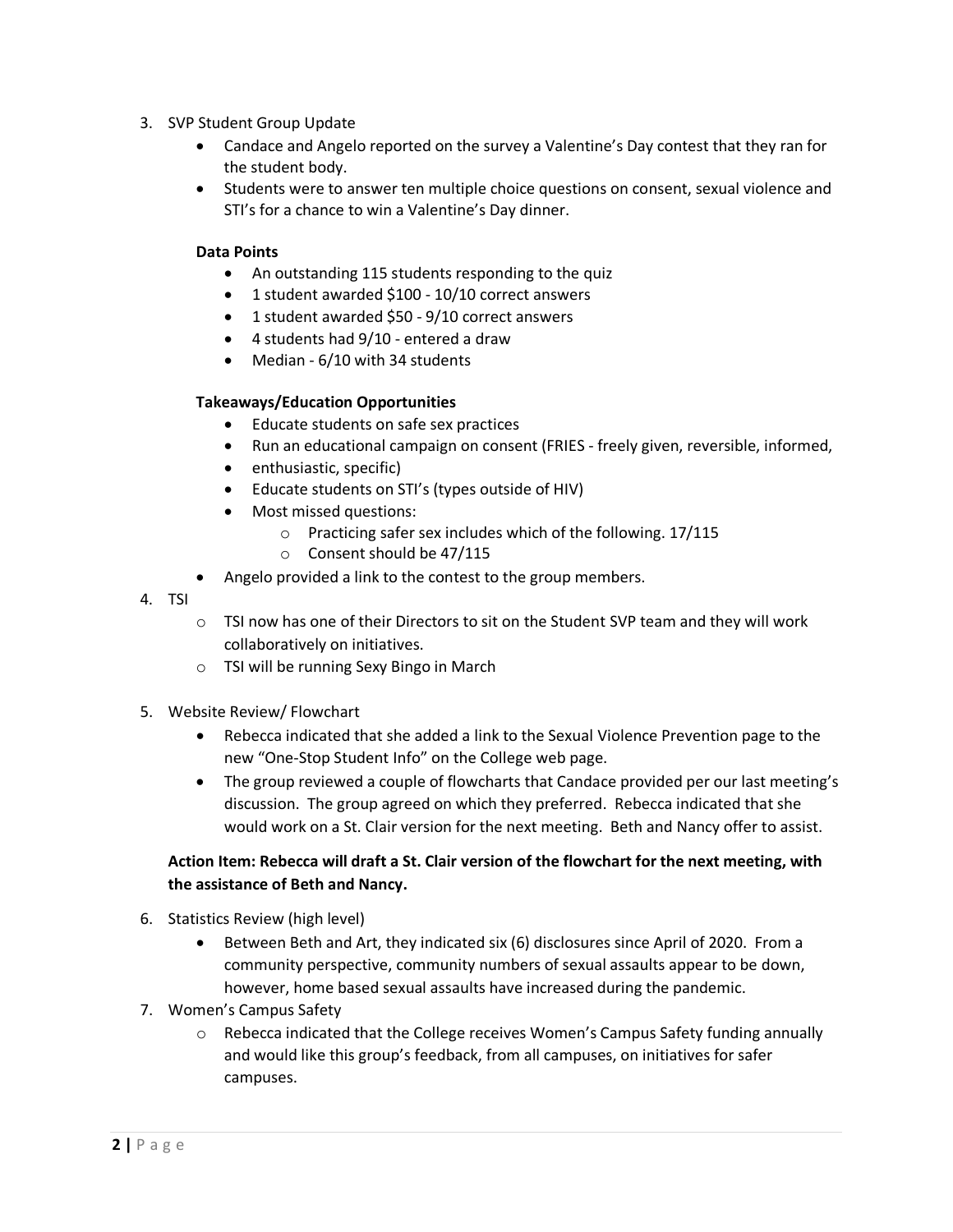3. SVP Student Group Update
    - Candace and Angelo reported on the survey a Valentine's Day contest that they ran for the student body.
    - Students were to answer ten multiple choice questions on consent, sexual violence and STI's for a chance to win a Valentine's Day dinner.

    **Data Points**

    - An outstanding 115 students responding to the quiz
    - 1 student awarded $100 - 10/10 correct answers
    - 1 student awarded $50 - 9/10 correct answers
    - 4 students had 9/10 - entered a draw
    - Median - 6/10 with 34 students

    **Takeaways/Education Opportunities**

    - Educate students on safe sex practices
    - Run an educational campaign on consent (FRIES - freely given, reversible, informed,
    - enthusiastic, specific)
    - Educate students on STI's (types outside of HIV)
    - Most missed questions:
        - Practicing safer sex includes which of the following. 17/115
        - Consent should be 47/115
    - Angelo provided a link to the contest to the group members.
4. TSI
    - TSI now has one of their Directors to sit on the Student SVP team and they will work collaboratively on initiatives.
    - TSI will be running Sexy Bingo in March
5. Website Review/ Flowchart
    - Rebecca indicated that she added a link to the Sexual Violence Prevention page to the new "One-Stop Student Info" on the College web page.
    - The group reviewed a couple of flowcharts that Candace provided per our last meeting's discussion. The group agreed on which they preferred. Rebecca indicated that she would work on a St. Clair version for the next meeting. Beth and Nancy offer to assist.

    **Action Item: Rebecca will draft a St. Clair version of the flowchart for the next meeting, with the assistance of Beth and Nancy.**

6. Statistics Review (high level)
    - Between Beth and Art, they indicated six (6) disclosures since April of 2020. From a community perspective, community numbers of sexual assaults appear to be down, however, home based sexual assaults have increased during the pandemic.
7. Women's Campus Safety
    - Rebecca indicated that the College receives Women's Campus Safety funding annually and would like this group's feedback, from all campuses, on initiatives for safer campuses.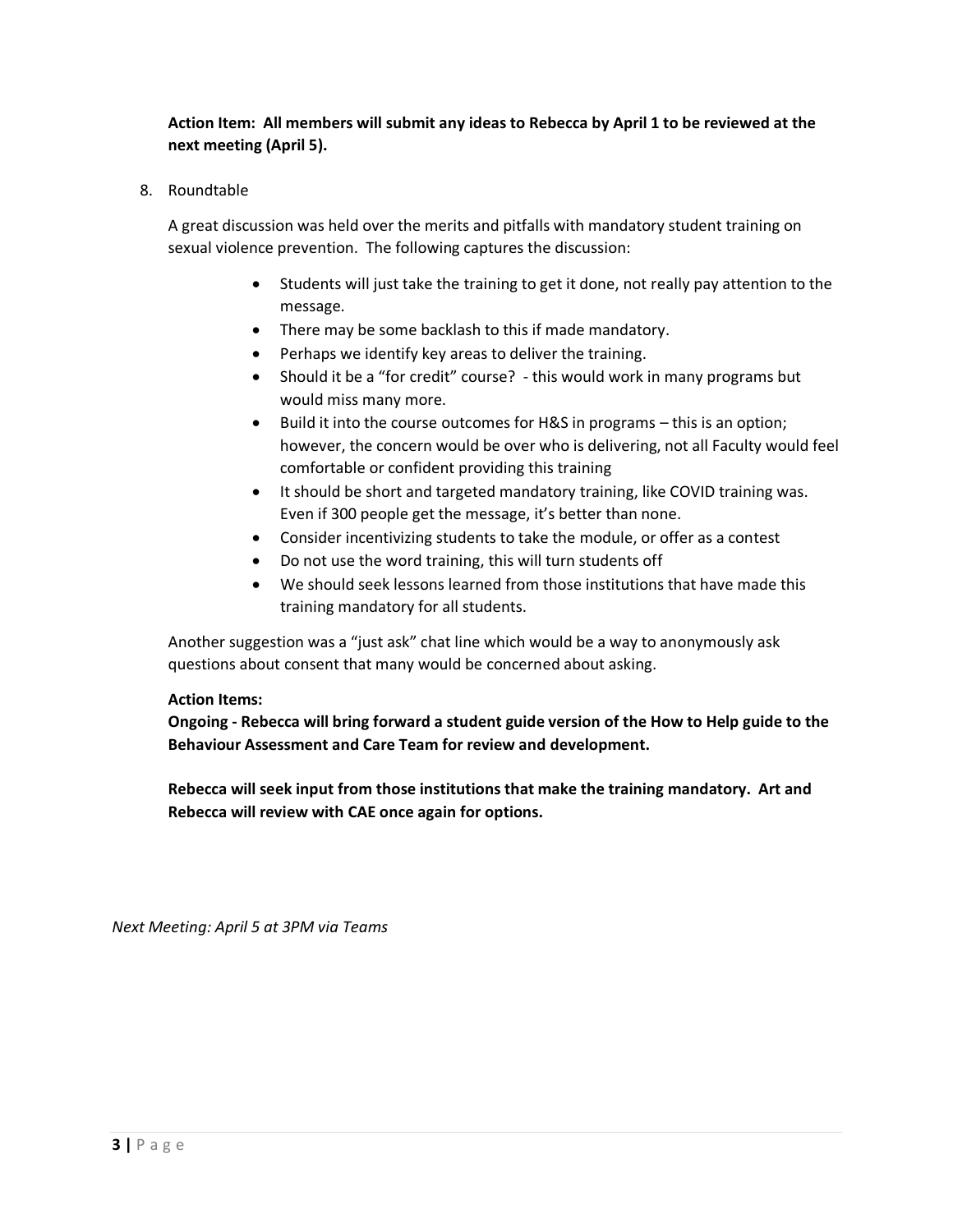**Action Item: All members will submit any ideas to Rebecca by April 1 to be reviewed at the next meeting (April 5).**

8. Roundtable

   A great discussion was held over the merits and pitfalls with mandatory student training on sexual violence prevention. The following captures the discussion:

   - Students will just take the training to get it done, not really pay attention to the message.
   - There may be some backlash to this if made mandatory.
   - Perhaps we identify key areas to deliver the training.
   - Should it be a "for credit" course? - this would work in many programs but would miss many more.
   - Build it into the course outcomes for H&S in programs – this is an option; however, the concern would be over who is delivering, not all Faculty would feel comfortable or confident providing this training
   - It should be short and targeted mandatory training, like COVID training was. Even if 300 people get the message, it's better than none.
   - Consider incentivizing students to take the module, or offer as a contest
   - Do not use the word training, this will turn students off
   - We should seek lessons learned from those institutions that have made this training mandatory for all students.

   Another suggestion was a "just ask" chat line which would be a way to anonymously ask questions about consent that many would be concerned about asking.

   **Action Items:**

   **Ongoing - Rebecca will bring forward a student guide version of the How to Help guide to the Behaviour Assessment and Care Team for review and development.**

   **Rebecca will seek input from those institutions that make the training mandatory. Art and Rebecca will review with CAE once again for options.**

*Next Meeting: April 5 at 3PM via Teams*